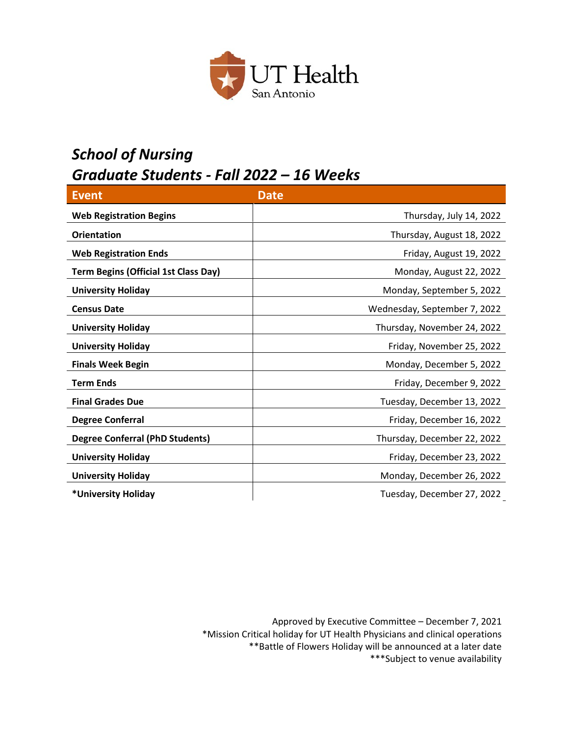UT Health San Antonio

# *School of Nursing*
# *Graduate Students - Fall 2022 – 16 Weeks*

| Event | Date |
|---|---|
| **Web Registration Begins** | Thursday, July 14, 2022 |
| **Orientation** | Thursday, August 18, 2022 |
| **Web Registration Ends** | Friday, August 19, 2022 |
| **Term Begins (Official 1st Class Day)** | Monday, August 22, 2022 |
| **University Holiday** | Monday, September 5, 2022 |
| **Census Date** | Wednesday, September 7, 2022 |
| **University Holiday** | Thursday, November 24, 2022 |
| **University Holiday** | Friday, November 25, 2022 |
| **Finals Week Begin** | Monday, December 5, 2022 |
| **Term Ends** | Friday, December 9, 2022 |
| **Final Grades Due** | Tuesday, December 13, 2022 |
| **Degree Conferral** | Friday, December 16, 2022 |
| **Degree Conferral (PhD Students)** | Thursday, December 22, 2022 |
| **University Holiday** | Friday, December 23, 2022 |
| **University Holiday** | Monday, December 26, 2022 |
| ***University Holiday** | Tuesday, December 27, 2022 |

Approved by Executive Committee – December 7, 2021
*Mission Critical holiday for UT Health Physicians and clinical operations
**Battle of Flowers Holiday will be announced at a later date
***Subject to venue availability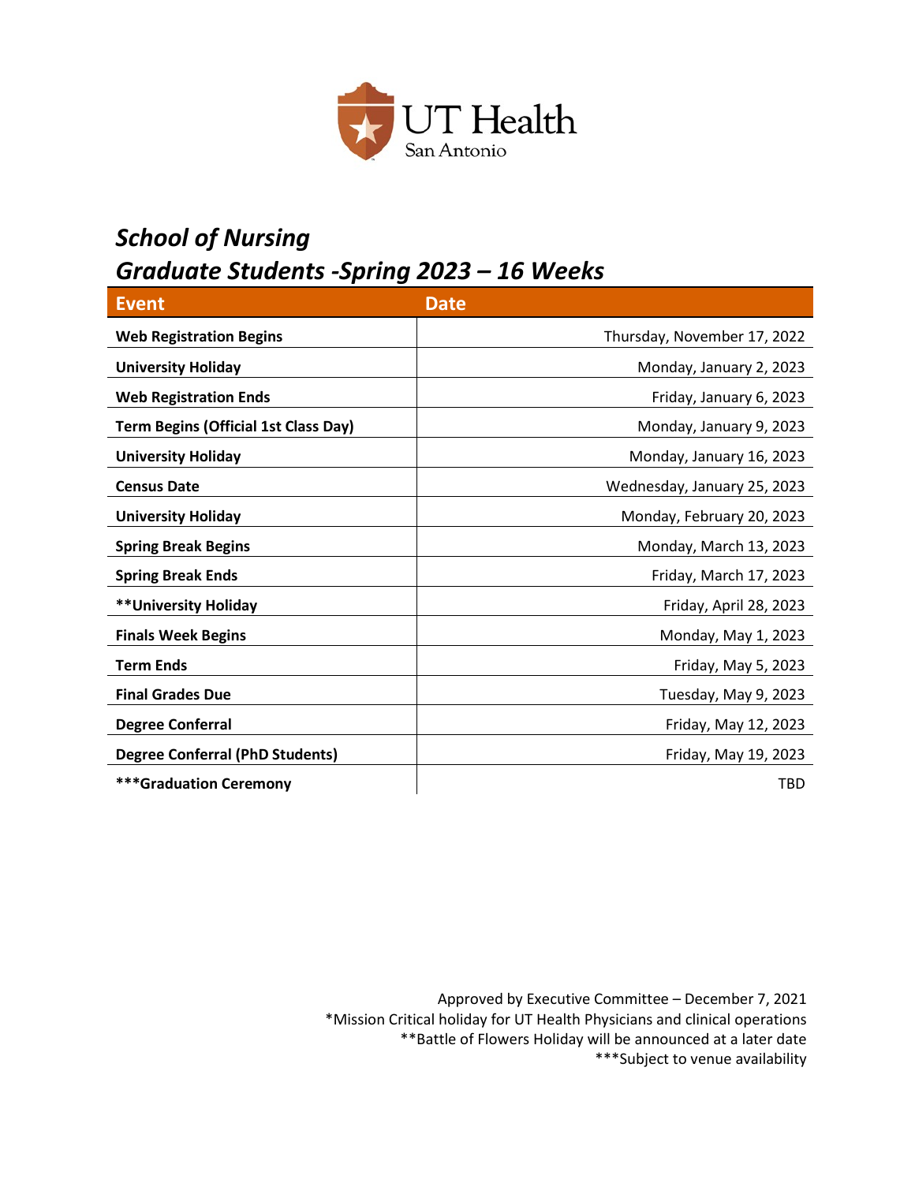UT Health San Antonio

# *School of Nursing*
# *Graduate Students -Spring 2023 – 16 Weeks*

| Event | Date |
|---|---|
| **Web Registration Begins** | Thursday, November 17, 2022 |
| **University Holiday** | Monday, January 2, 2023 |
| **Web Registration Ends** | Friday, January 6, 2023 |
| **Term Begins (Official 1st Class Day)** | Monday, January 9, 2023 |
| **University Holiday** | Monday, January 16, 2023 |
| **Census Date** | Wednesday, January 25, 2023 |
| **University Holiday** | Monday, February 20, 2023 |
| **Spring Break Begins** | Monday, March 13, 2023 |
| **Spring Break Ends** | Friday, March 17, 2023 |
| **\*\*University Holiday** | Friday, April 28, 2023 |
| **Finals Week Begins** | Monday, May 1, 2023 |
| **Term Ends** | Friday, May 5, 2023 |
| **Final Grades Due** | Tuesday, May 9, 2023 |
| **Degree Conferral** | Friday, May 12, 2023 |
| **Degree Conferral (PhD Students)** | Friday, May 19, 2023 |
| **\*\*\*Graduation Ceremony** | TBD |

Approved by Executive Committee – December 7, 2021
*Mission Critical holiday for UT Health Physicians and clinical operations
**Battle of Flowers Holiday will be announced at a later date
***Subject to venue availability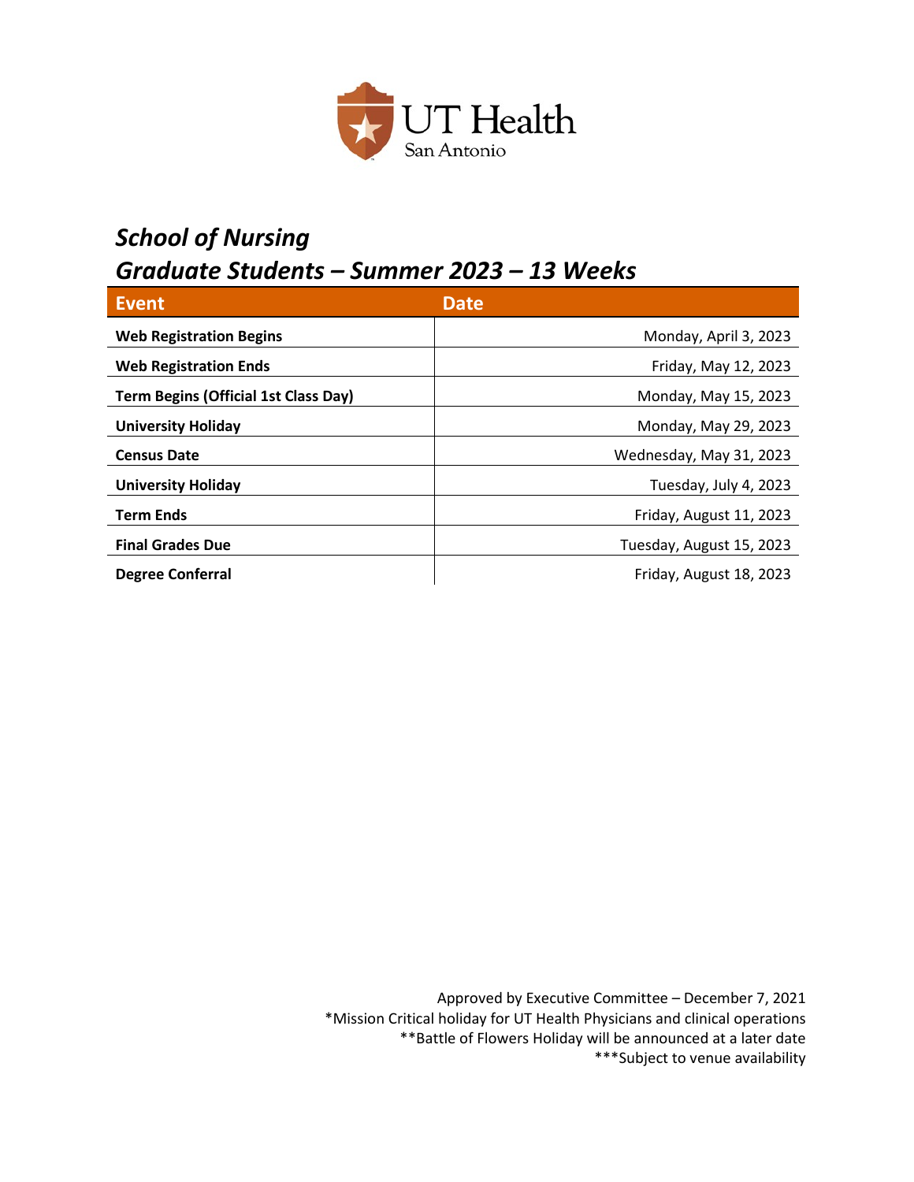## *School of Nursing*
## *Graduate Students – Summer 2023 – 13 Weeks*

| Event | Date |
|---|---|
| **Web Registration Begins** | Monday, April 3, 2023 |
| **Web Registration Ends** | Friday, May 12, 2023 |
| **Term Begins (Official 1st Class Day)** | Monday, May 15, 2023 |
| **University Holiday** | Monday, May 29, 2023 |
| **Census Date** | Wednesday, May 31, 2023 |
| **University Holiday** | Tuesday, July 4, 2023 |
| **Term Ends** | Friday, August 11, 2023 |
| **Final Grades Due** | Tuesday, August 15, 2023 |
| **Degree Conferral** | Friday, August 18, 2023 |

Approved by Executive Committee – December 7, 2021
*Mission Critical holiday for UT Health Physicians and clinical operations
**Battle of Flowers Holiday will be announced at a later date
***Subject to venue availability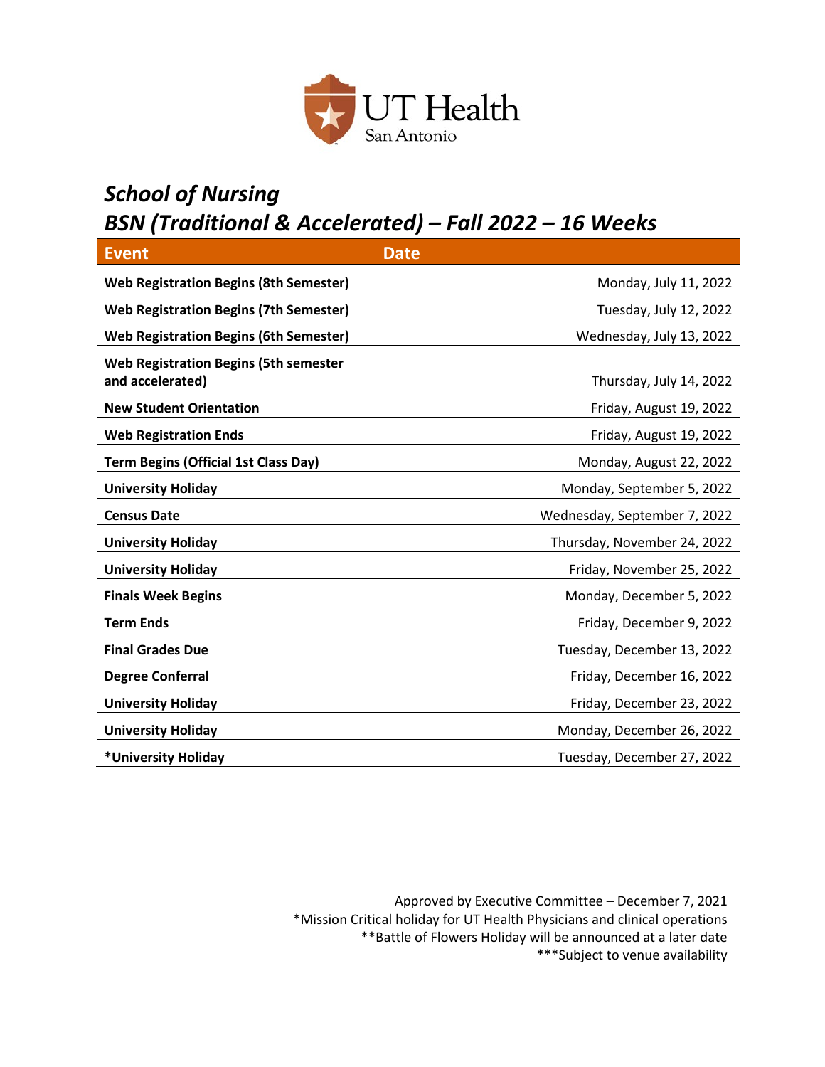UT Health San Antonio

# *School of Nursing*
# *BSN (Traditional & Accelerated) – Fall 2022 – 16 Weeks*

| Event | Date |
|---|---|
| **Web Registration Begins (8th Semester)** | Monday, July 11, 2022 |
| **Web Registration Begins (7th Semester)** | Tuesday, July 12, 2022 |
| **Web Registration Begins (6th Semester)** | Wednesday, July 13, 2022 |
| **Web Registration Begins (5th semester and accelerated)** | Thursday, July 14, 2022 |
| **New Student Orientation** | Friday, August 19, 2022 |
| **Web Registration Ends** | Friday, August 19, 2022 |
| **Term Begins (Official 1st Class Day)** | Monday, August 22, 2022 |
| **University Holiday** | Monday, September 5, 2022 |
| **Census Date** | Wednesday, September 7, 2022 |
| **University Holiday** | Thursday, November 24, 2022 |
| **University Holiday** | Friday, November 25, 2022 |
| **Finals Week Begins** | Monday, December 5, 2022 |
| **Term Ends** | Friday, December 9, 2022 |
| **Final Grades Due** | Tuesday, December 13, 2022 |
| **Degree Conferral** | Friday, December 16, 2022 |
| **University Holiday** | Friday, December 23, 2022 |
| **University Holiday** | Monday, December 26, 2022 |
| **\*University Holiday** | Tuesday, December 27, 2022 |

Approved by Executive Committee – December 7, 2021
*Mission Critical holiday for UT Health Physicians and clinical operations
**Battle of Flowers Holiday will be announced at a later date
***Subject to venue availability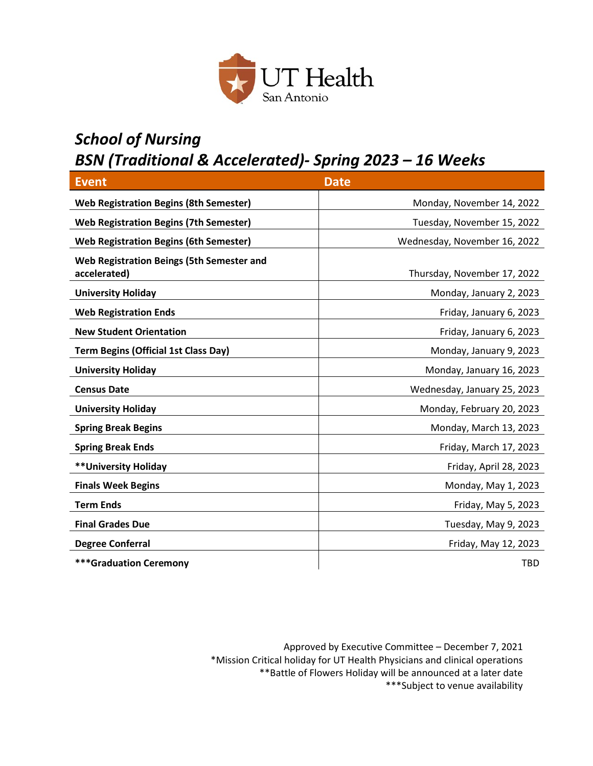## School of Nursing
## BSN (Traditional & Accelerated)- Spring 2023 – 16 Weeks

| Event | Date |
|---|---|
| **Web Registration Begins (8th Semester)** | Monday, November 14, 2022 |
| **Web Registration Begins (7th Semester)** | Tuesday, November 15, 2022 |
| **Web Registration Begins (6th Semester)** | Wednesday, November 16, 2022 |
| **Web Registration Beings (5th Semester and accelerated)** | Thursday, November 17, 2022 |
| **University Holiday** | Monday, January 2, 2023 |
| **Web Registration Ends** | Friday, January 6, 2023 |
| **New Student Orientation** | Friday, January 6, 2023 |
| **Term Begins (Official 1st Class Day)** | Monday, January 9, 2023 |
| **University Holiday** | Monday, January 16, 2023 |
| **Census Date** | Wednesday, January 25, 2023 |
| **University Holiday** | Monday, February 20, 2023 |
| **Spring Break Begins** | Monday, March 13, 2023 |
| **Spring Break Ends** | Friday, March 17, 2023 |
| **\*\*University Holiday** | Friday, April 28, 2023 |
| **Finals Week Begins** | Monday, May 1, 2023 |
| **Term Ends** | Friday, May 5, 2023 |
| **Final Grades Due** | Tuesday, May 9, 2023 |
| **Degree Conferral** | Friday, May 12, 2023 |
| **\*\*\*Graduation Ceremony** | TBD |

Approved by Executive Committee – December 7, 2021
*Mission Critical holiday for UT Health Physicians and clinical operations
**Battle of Flowers Holiday will be announced at a later date
***Subject to venue availability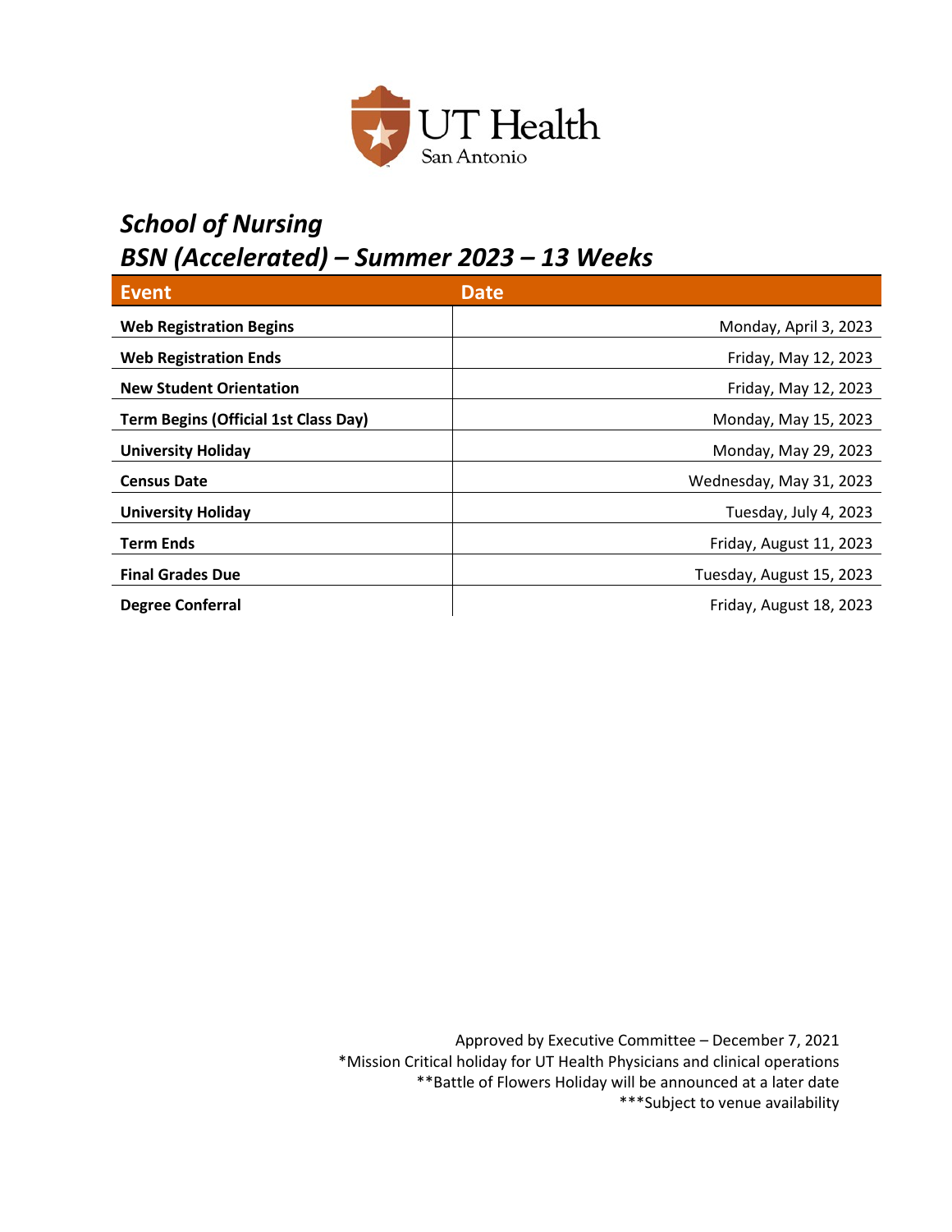UT Health San Antonio

# *School of Nursing*
# *BSN (Accelerated) – Summer 2023 – 13 Weeks*

| Event | Date |
|---|---|
| **Web Registration Begins** | Monday, April 3, 2023 |
| **Web Registration Ends** | Friday, May 12, 2023 |
| **New Student Orientation** | Friday, May 12, 2023 |
| **Term Begins (Official 1st Class Day)** | Monday, May 15, 2023 |
| **University Holiday** | Monday, May 29, 2023 |
| **Census Date** | Wednesday, May 31, 2023 |
| **University Holiday** | Tuesday, July 4, 2023 |
| **Term Ends** | Friday, August 11, 2023 |
| **Final Grades Due** | Tuesday, August 15, 2023 |
| **Degree Conferral** | Friday, August 18, 2023 |

Approved by Executive Committee – December 7, 2021
*Mission Critical holiday for UT Health Physicians and clinical operations
**Battle of Flowers Holiday will be announced at a later date
***Subject to venue availability